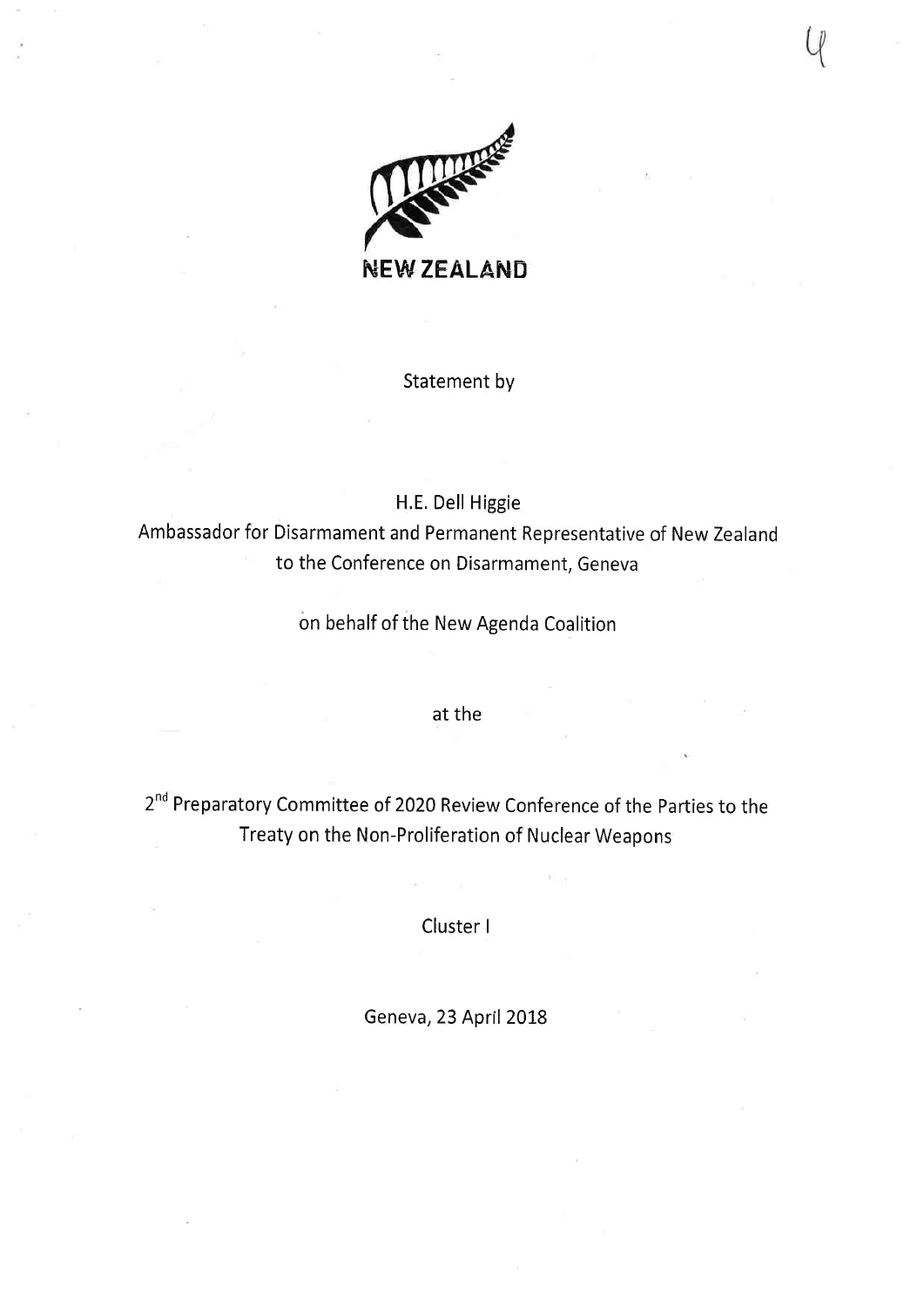**NEW ZEALAND**

Statement by

H.E. Dell Higgie

Ambassador for Disarmament and Permanent Representative of New Zealand to the Conference on Disarmament, Geneva

on behalf of the New Agenda Coalition

at the

2nd Preparatory Committee of 2020 Review Conference of the Parties to the Treaty on the Non-Proliferation of Nuclear Weapons

Cluster I

Geneva, 23 April 2018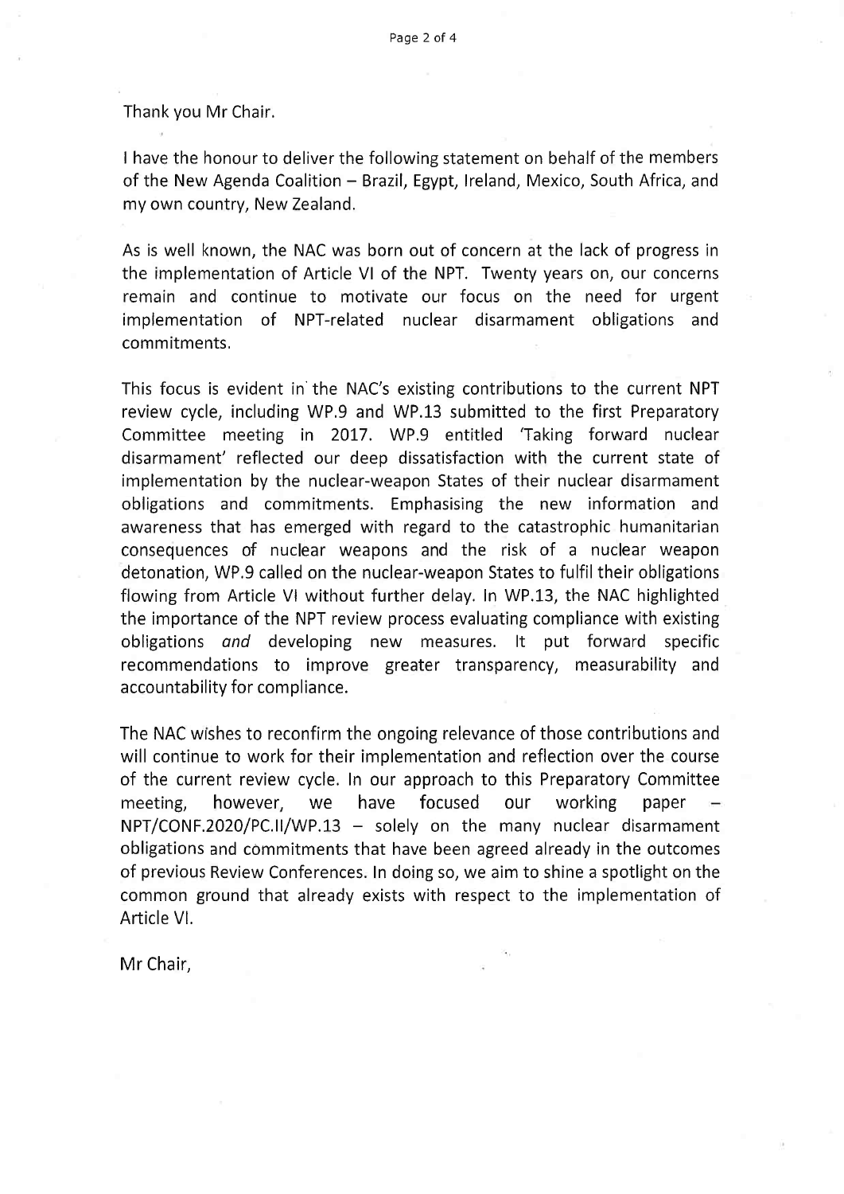Thank you Mr Chair.

I have the honour to deliver the following statement on behalf of the members of the New Agenda Coalition – Brazil, Egypt, Ireland, Mexico, South Africa, and my own country, New Zealand.

As is well known, the NAC was born out of concern at the lack of progress in the implementation of Article VI of the NPT. Twenty years on, our concerns remain and continue to motivate our focus on the need for urgent implementation of NPT-related nuclear disarmament obligations and commitments.

This focus is evident in the NAC's existing contributions to the current NPT review cycle, including WP.9 and WP.13 submitted to the first Preparatory Committee meeting in 2017. WP.9 entitled 'Taking forward nuclear disarmament' reflected our deep dissatisfaction with the current state of implementation by the nuclear-weapon States of their nuclear disarmament obligations and commitments. Emphasising the new information and awareness that has emerged with regard to the catastrophic humanitarian consequences of nuclear weapons and the risk of a nuclear weapon detonation, WP.9 called on the nuclear-weapon States to fulfil their obligations flowing from Article VI without further delay. In WP.13, the NAC highlighted the importance of the NPT review process evaluating compliance with existing obligations *and* developing new measures. It put forward specific recommendations to improve greater transparency, measurability and accountability for compliance.

The NAC wishes to reconfirm the ongoing relevance of those contributions and will continue to work for their implementation and reflection over the course of the current review cycle. In our approach to this Preparatory Committee meeting, however, we have focused our working paper – NPT/CONF.2020/PC.II/WP.13 – solely on the many nuclear disarmament obligations and commitments that have been agreed already in the outcomes of previous Review Conferences. In doing so, we aim to shine a spotlight on the common ground that already exists with respect to the implementation of Article VI.

Mr Chair,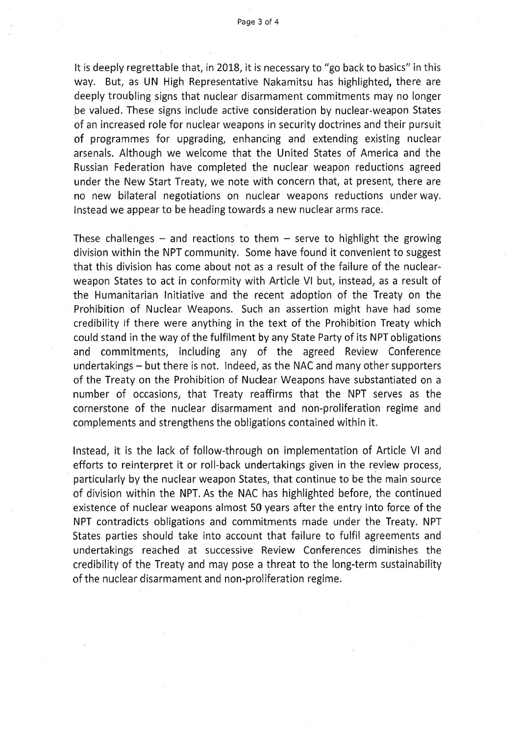It is deeply regrettable that, in 2018, it is necessary to "go back to basics" in this way. But, as UN High Representative Nakamitsu has highlighted, there are deeply troubling signs that nuclear disarmament commitments may no longer be valued. These signs include active consideration by nuclear-weapon States of an increased role for nuclear weapons in security doctrines and their pursuit of programmes for upgrading, enhancing and extending existing nuclear arsenals. Although we welcome that the United States of America and the Russian Federation have completed the nuclear weapon reductions agreed under the New Start Treaty, we note with concern that, at present, there are no new bilateral negotiations on nuclear weapons reductions under way. Instead we appear to be heading towards a new nuclear arms race.

These challenges – and reactions to them – serve to highlight the growing division within the NPT community. Some have found it convenient to suggest that this division has come about not as a result of the failure of the nuclear-weapon States to act in conformity with Article VI but, instead, as a result of the Humanitarian Initiative and the recent adoption of the Treaty on the Prohibition of Nuclear Weapons. Such an assertion might have had some credibility if there were anything in the text of the Prohibition Treaty which could stand in the way of the fulfilment by any State Party of its NPT obligations and commitments, including any of the agreed Review Conference undertakings – but there is not. Indeed, as the NAC and many other supporters of the Treaty on the Prohibition of Nuclear Weapons have substantiated on a number of occasions, that Treaty reaffirms that the NPT serves as the cornerstone of the nuclear disarmament and non-proliferation regime and complements and strengthens the obligations contained within it.

Instead, it is the lack of follow-through on implementation of Article VI and efforts to reinterpret it or roll-back undertakings given in the review process, particularly by the nuclear weapon States, that continue to be the main source of division within the NPT. As the NAC has highlighted before, the continued existence of nuclear weapons almost 50 years after the entry into force of the NPT contradicts obligations and commitments made under the Treaty. NPT States parties should take into account that failure to fulfil agreements and undertakings reached at successive Review Conferences diminishes the credibility of the Treaty and may pose a threat to the long-term sustainability of the nuclear disarmament and non-proliferation regime.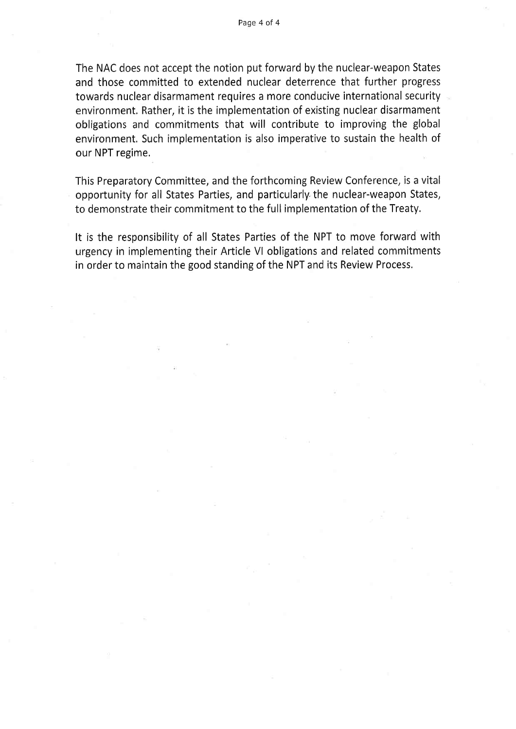The NAC does not accept the notion put forward by the nuclear-weapon States and those committed to extended nuclear deterrence that further progress towards nuclear disarmament requires a more conducive international security environment. Rather, it is the implementation of existing nuclear disarmament obligations and commitments that will contribute to improving the global environment. Such implementation is also imperative to sustain the health of our NPT regime.

This Preparatory Committee, and the forthcoming Review Conference, is a vital opportunity for all States Parties, and particularly the nuclear-weapon States, to demonstrate their commitment to the full implementation of the Treaty.

It is the responsibility of all States Parties of the NPT to move forward with urgency in implementing their Article VI obligations and related commitments in order to maintain the good standing of the NPT and its Review Process.